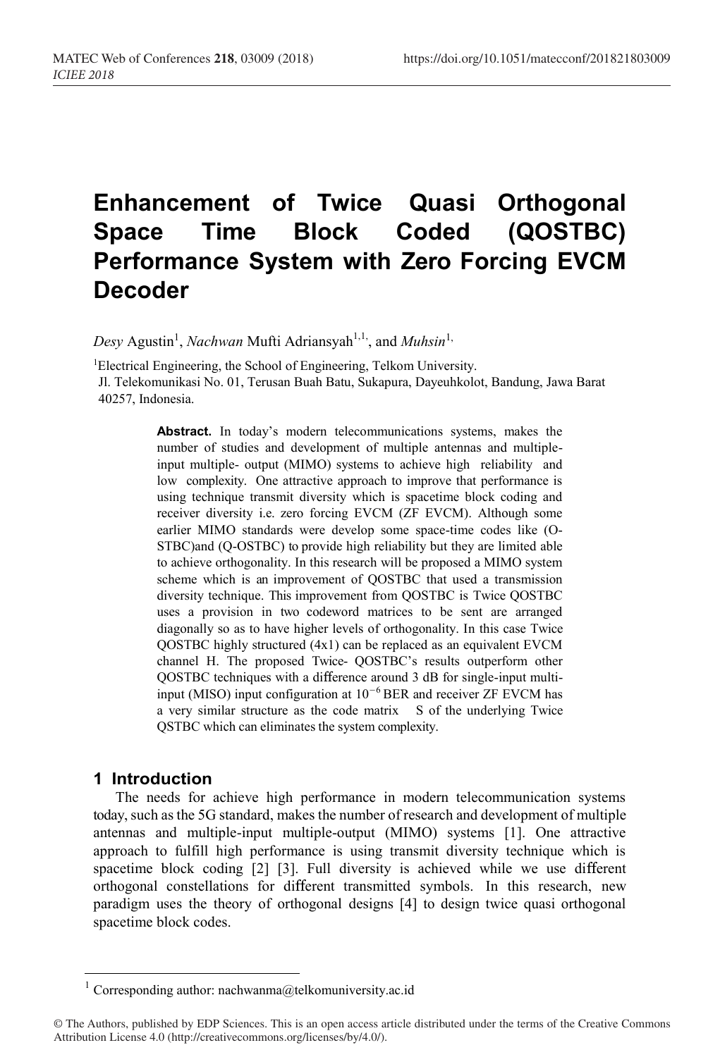# Enhancement of Twice Quasi Orthogonal Space Time Block Coded (QOSTBC) Performance System with Zero Forcing EVCM Decoder

*Desy* Agustin[1], *Nachwan* Mufti Adriansyah[1,1,], and *Muhsin*[1,]

[1]Electrical Engineering, the School of Engineering, Telkom University.
Jl. Telekomunikasi No. 01, Terusan Buah Batu, Sukapura, Dayeuhkolot, Bandung, Jawa Barat 40257, Indonesia.

**Abstract.** In today's modern telecommunications systems, makes the number of studies and development of multiple antennas and multiple-input multiple- output (MIMO) systems to achieve high reliability and low complexity. One attractive approach to improve that performance is using technique transmit diversity which is spacetime block coding and receiver diversity i.e. zero forcing EVCM (ZF EVCM). Although some earlier MIMO standards were develop some space-time codes like (O-STBC)and (Q-OSTBC) to provide high reliability but they are limited able to achieve orthogonality. In this research will be proposed a MIMO system scheme which is an improvement of QOSTBC that used a transmission diversity technique. This improvement from QOSTBC is Twice QOSTBC uses a provision in two codeword matrices to be sent are arranged diagonally so as to have higher levels of orthogonality. In this case Twice QOSTBC highly structured (4x1) can be replaced as an equivalent EVCM channel H. The proposed Twice- QOSTBC's results outperform other QOSTBC techniques with a difference around 3 dB for single-input multi-input (MISO) input configuration at $10^{-6}$ BER and receiver ZF EVCM has a very similar structure as the code matrix S of the underlying Twice QSTBC which can eliminates the system complexity.

## 1 Introduction

The needs for achieve high performance in modern telecommunication systems today, such as the 5G standard, makes the number of research and development of multiple antennas and multiple-input multiple-output (MIMO) systems [1]. One attractive approach to fulfill high performance is using transmit diversity technique which is spacetime block coding [2] [3]. Full diversity is achieved while we use different orthogonal constellations for different transmitted symbols. In this research, new paradigm uses the theory of orthogonal designs [4] to design twice quasi orthogonal spacetime block codes.

[1] Corresponding author: nachwanma@telkomuniversity.ac.id

© The Authors, published by EDP Sciences. This is an open access article distributed under the terms of the Creative Commons Attribution License 4.0 (http://creativecommons.org/licenses/by/4.0/).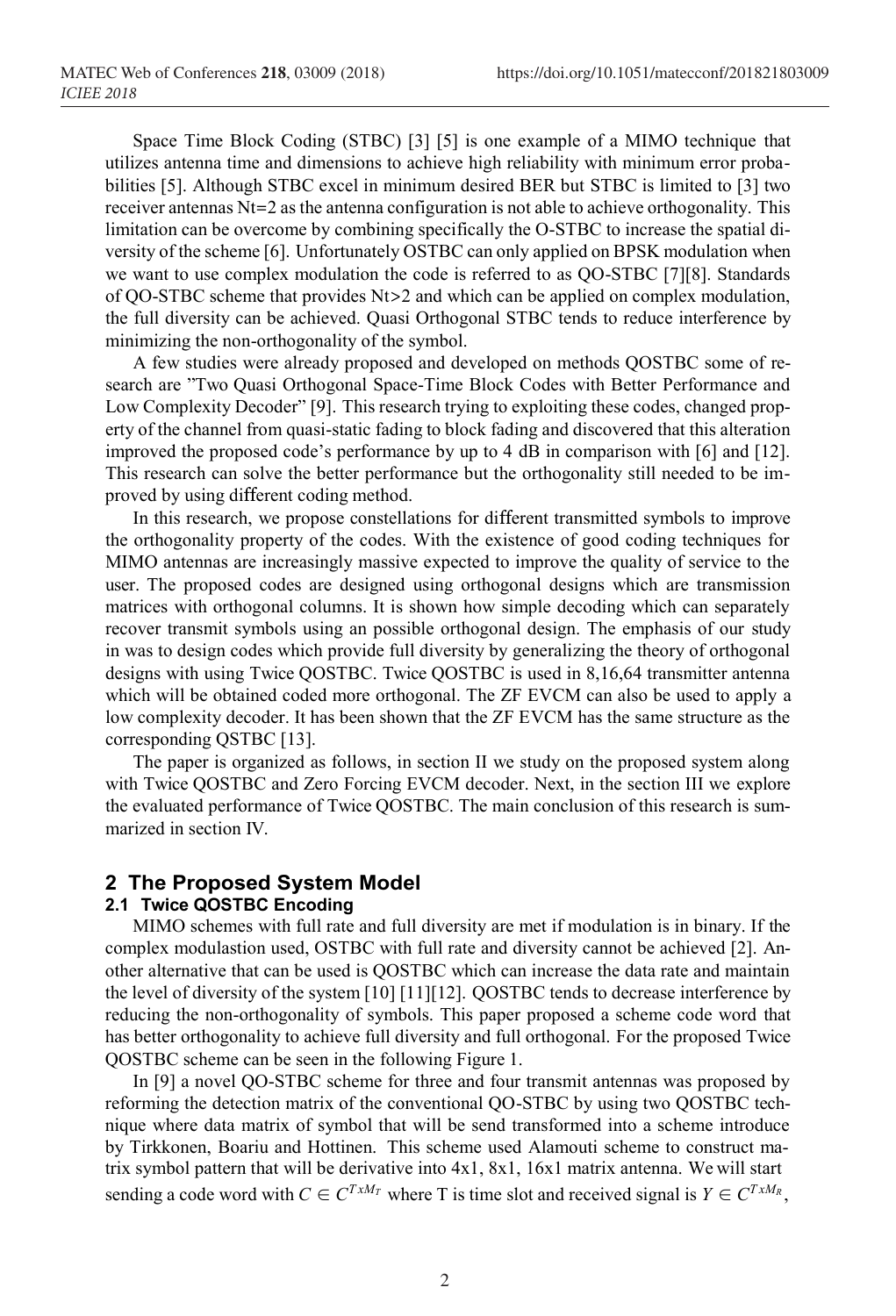Space Time Block Coding (STBC) [3] [5] is one example of a MIMO technique that utilizes antenna time and dimensions to achieve high reliability with minimum error probabilities [5]. Although STBC excel in minimum desired BER but STBC is limited to [3] two receiver antennas Nt=2 as the antenna configuration is not able to achieve orthogonality. This limitation can be overcome by combining specifically the O-STBC to increase the spatial diversity of the scheme [6]. Unfortunately OSTBC can only applied on BPSK modulation when we want to use complex modulation the code is referred to as QO-STBC [7][8]. Standards of QO-STBC scheme that provides Nt>2 and which can be applied on complex modulation, the full diversity can be achieved. Quasi Orthogonal STBC tends to reduce interference by minimizing the non-orthogonality of the symbol.

A few studies were already proposed and developed on methods QOSTBC some of research are "Two Quasi Orthogonal Space-Time Block Codes with Better Performance and Low Complexity Decoder" [9]. This research trying to exploiting these codes, changed property of the channel from quasi-static fading to block fading and discovered that this alteration improved the proposed code's performance by up to 4 dB in comparison with [6] and [12]. This research can solve the better performance but the orthogonality still needed to be improved by using different coding method.

In this research, we propose constellations for different transmitted symbols to improve the orthogonality property of the codes. With the existence of good coding techniques for MIMO antennas are increasingly massive expected to improve the quality of service to the user. The proposed codes are designed using orthogonal designs which are transmission matrices with orthogonal columns. It is shown how simple decoding which can separately recover transmit symbols using an possible orthogonal design. The emphasis of our study in was to design codes which provide full diversity by generalizing the theory of orthogonal designs with using Twice QOSTBC. Twice QOSTBC is used in 8,16,64 transmitter antenna which will be obtained coded more orthogonal. The ZF EVCM can also be used to apply a low complexity decoder. It has been shown that the ZF EVCM has the same structure as the corresponding QSTBC [13].

The paper is organized as follows, in section II we study on the proposed system along with Twice QOSTBC and Zero Forcing EVCM decoder. Next, in the section III we explore the evaluated performance of Twice QOSTBC. The main conclusion of this research is summarized in section IV.

## 2 The Proposed System Model

### 2.1 Twice QOSTBC Encoding

MIMO schemes with full rate and full diversity are met if modulation is in binary. If the complex modulastion used, OSTBC with full rate and diversity cannot be achieved [2]. Another alternative that can be used is QOSTBC which can increase the data rate and maintain the level of diversity of the system [10] [11][12]. QOSTBC tends to decrease interference by reducing the non-orthogonality of symbols. This paper proposed a scheme code word that has better orthogonality to achieve full diversity and full orthogonal. For the proposed Twice QOSTBC scheme can be seen in the following Figure 1.

In [9] a novel QO-STBC scheme for three and four transmit antennas was proposed by reforming the detection matrix of the conventional QO-STBC by using two QOSTBC technique where data matrix of symbol that will be send transformed into a scheme introduce by Tirkkonen, Boariu and Hottinen. This scheme used Alamouti scheme to construct matrix symbol pattern that will be derivative into 4x1, 8x1, 16x1 matrix antenna. We will start sending a code word with $C \in C^{TxM_T}$ where T is time slot and received signal is $Y \in C^{TxM_R}$,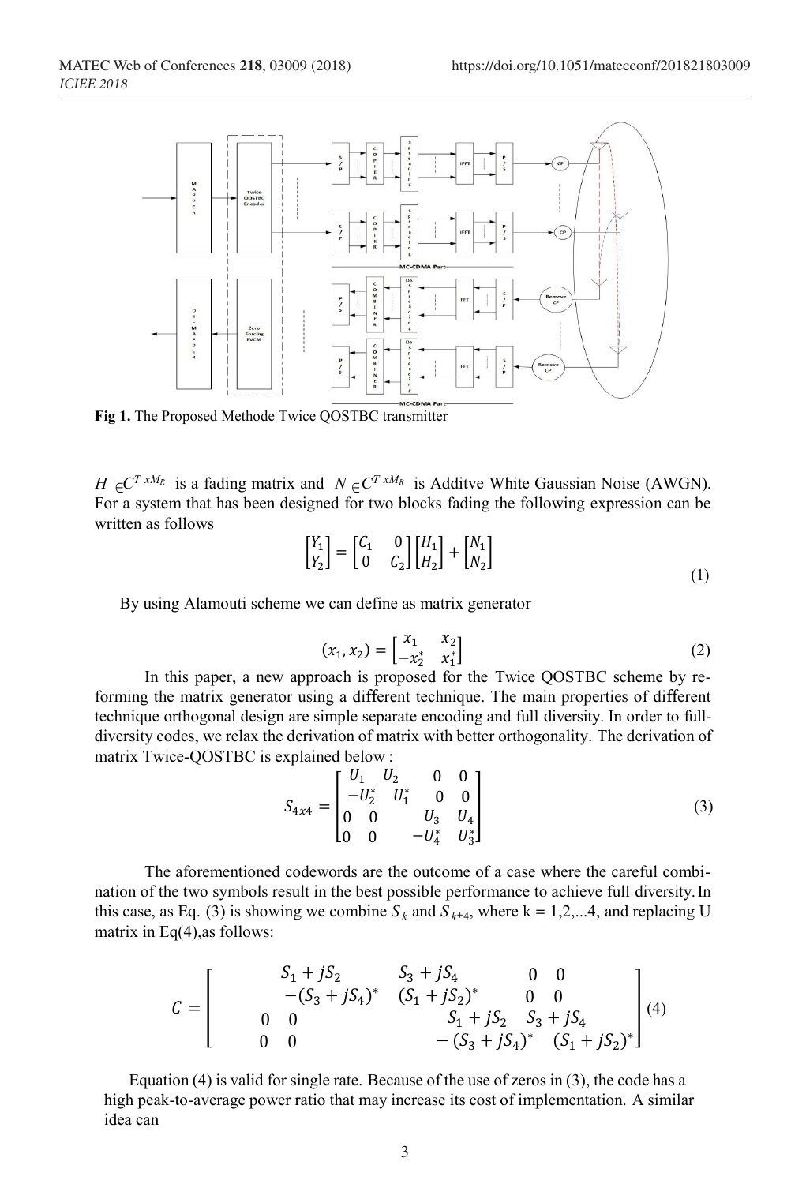Fig 1. The Proposed Methode Twice QOSTBC transmitter

$H \in C^{T \times M_R}$ is a fading matrix and $N \in C^{T \times M_R}$ is Additve White Gaussian Noise (AWGN). For a system that has been designed for two blocks fading the following expression can be written as follows

$$\begin{bmatrix} Y_1 \\ Y_2 \end{bmatrix} = \begin{bmatrix} C_1 & 0 \\ 0 & C_2 \end{bmatrix} \begin{bmatrix} H_1 \\ H_2 \end{bmatrix} + \begin{bmatrix} N_1 \\ N_2 \end{bmatrix} \tag{1}$$

By using Alamouti scheme we can define as matrix generator

$$(x_1, x_2) = \begin{bmatrix} x_1 & x_2 \\ -x_2^* & x_1^* \end{bmatrix} \tag{2}$$

In this paper, a new approach is proposed for the Twice QOSTBC scheme by re-forming the matrix generator using a different technique. The main properties of different technique orthogonal design are simple separate encoding and full diversity. In order to full-diversity codes, we relax the derivation of matrix with better orthogonality. The derivation of matrix Twice-QOSTBC is explained below :

$$S_{4x4} = \begin{bmatrix} U_1 & U_2 & 0 & 0 \\ -U_2^* & U_1^* & 0 & 0 \\ 0 & 0 & U_3 & U_4 \\ 0 & 0 & -U_4^* & U_3^* \end{bmatrix} \tag{3}$$

The aforementioned codewords are the outcome of a case where the careful combination of the two symbols result in the best possible performance to achieve full diversity. In this case, as Eq. (3) is showing we combine $S_k$ and $S_{k+4}$, where k = 1,2,...4, and replacing U matrix in Eq(4),as follows:

$$C = \begin{bmatrix} S_1 + jS_2 & S_3 + jS_4 & 0 & 0 \\ -(S_3 + jS_4)^* & (S_1 + jS_2)^* & 0 & 0 \\ 0 & 0 & S_1 + jS_2 & S_3 + jS_4 \\ 0 & 0 & -(S_3 + jS_4)^* & (S_1 + jS_2)^* \end{bmatrix} \tag{4}$$

Equation (4) is valid for single rate. Because of the use of zeros in (3), the code has a high peak-to-average power ratio that may increase its cost of implementation. A similar idea can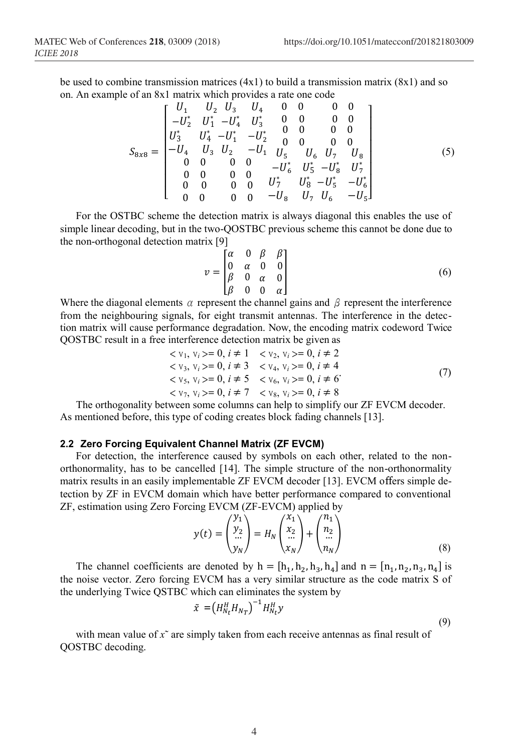be used to combine transmission matrices (4x1) to build a transmission matrix (8x1) and so on. An example of an 8x1 matrix which provides a rate one code

$$S_{8x8} = \begin{bmatrix} U_1 & U_2 & U_3 & U_4 & 0 & 0 & 0 & 0 \\ -U_2^* & U_1^* & -U_4^* & U_3^* & 0 & 0 & 0 & 0 \\ U_3^* & U_4^* & -U_1^* & -U_2^* & 0 & 0 & 0 & 0 \\ -U_4 & U_3 & U_2 & -U_1 & 0 & 0 & 0 & 0 \\ 0 & 0 & 0 & 0 & U_5 & U_6 & U_7 & U_8 \\ 0 & 0 & 0 & 0 & -U_6^* & U_5^* & -U_8^* & U_7^* \\ 0 & 0 & 0 & 0 & U_7^* & U_8^* & -U_5^* & -U_6^* \\ 0 & 0 & 0 & 0 & -U_8 & U_7 & U_6 & -U_5 \end{bmatrix} \tag{5}$$

For the OSTBC scheme the detection matrix is always diagonal this enables the use of simple linear decoding, but in the two-QOSTBC previous scheme this cannot be done due to the non-orthogonal detection matrix [9]

$$v = \begin{bmatrix} \alpha & 0 & \beta & \beta \\ 0 & \alpha & 0 & 0 \\ \beta & 0 & \alpha & 0 \\ \beta & 0 & 0 & \alpha \end{bmatrix} \tag{6}$$

Where the diagonal elements $\alpha$ represent the channel gains and $\beta$ represent the interference from the neighbouring signals, for eight transmit antennas. The interference in the detection matrix will cause performance degradation. Now, the encoding matrix codeword Twice QOSTBC result in a free interference detection matrix be given as

$$\begin{aligned} &< v_1, v_i >= 0, i \neq 1 \quad < v_2, v_i >= 0, i \neq 2 \\ &< v_3, v_i >= 0, i \neq 3 \quad < v_4, v_i >= 0, i \neq 4 \\ &< v_5, v_i >= 0, i \neq 5 \quad < v_6, v_i >= 0, i \neq 6 \\ &< v_7, v_i >= 0, i \neq 7 \quad < v_8, v_i >= 0, i \neq 8 \end{aligned} \tag{7}$$

The orthogonality between some columns can help to simplify our ZF EVCM decoder. As mentioned before, this type of coding creates block fading channels [13].

### 2.2 Zero Forcing Equivalent Channel Matrix (ZF EVCM)

For detection, the interference caused by symbols on each other, related to the non-orthonormality, has to be cancelled [14]. The simple structure of the non-orthonormality matrix results in an easily implementable ZF EVCM decoder [13]. EVCM offers simple detection by ZF in EVCM domain which have better performance compared to conventional ZF, estimation using Zero Forcing EVCM (ZF-EVCM) applied by

$$y(t) = \begin{pmatrix} y_1 \\ y_2 \\ \dots \\ y_N \end{pmatrix} = H_N \begin{pmatrix} x_1 \\ x_2 \\ \dots \\ x_N \end{pmatrix} + \begin{pmatrix} n_1 \\ n_2 \\ \dots \\ n_N \end{pmatrix} \tag{8}$$

The channel coefficients are denoted by $\mathrm{h} = [\mathrm{h}_1, \mathrm{h}_2, \mathrm{h}_3, \mathrm{h}_4]$ and $\mathrm{n} = [\mathrm{n}_1, \mathrm{n}_2, \mathrm{n}_3, \mathrm{n}_4]$ is the noise vector. Zero forcing EVCM has a very similar structure as the code matrix S of the underlying Twice QSTBC which can eliminates the system by

$$\tilde{x} = \left(H_{N_t}^H H_{N_T}\right)^{-1} H_{N_t}^H y \tag{9}$$

with mean value of $x^{\sim}$ are simply taken from each receive antennas as final result of QOSTBC decoding.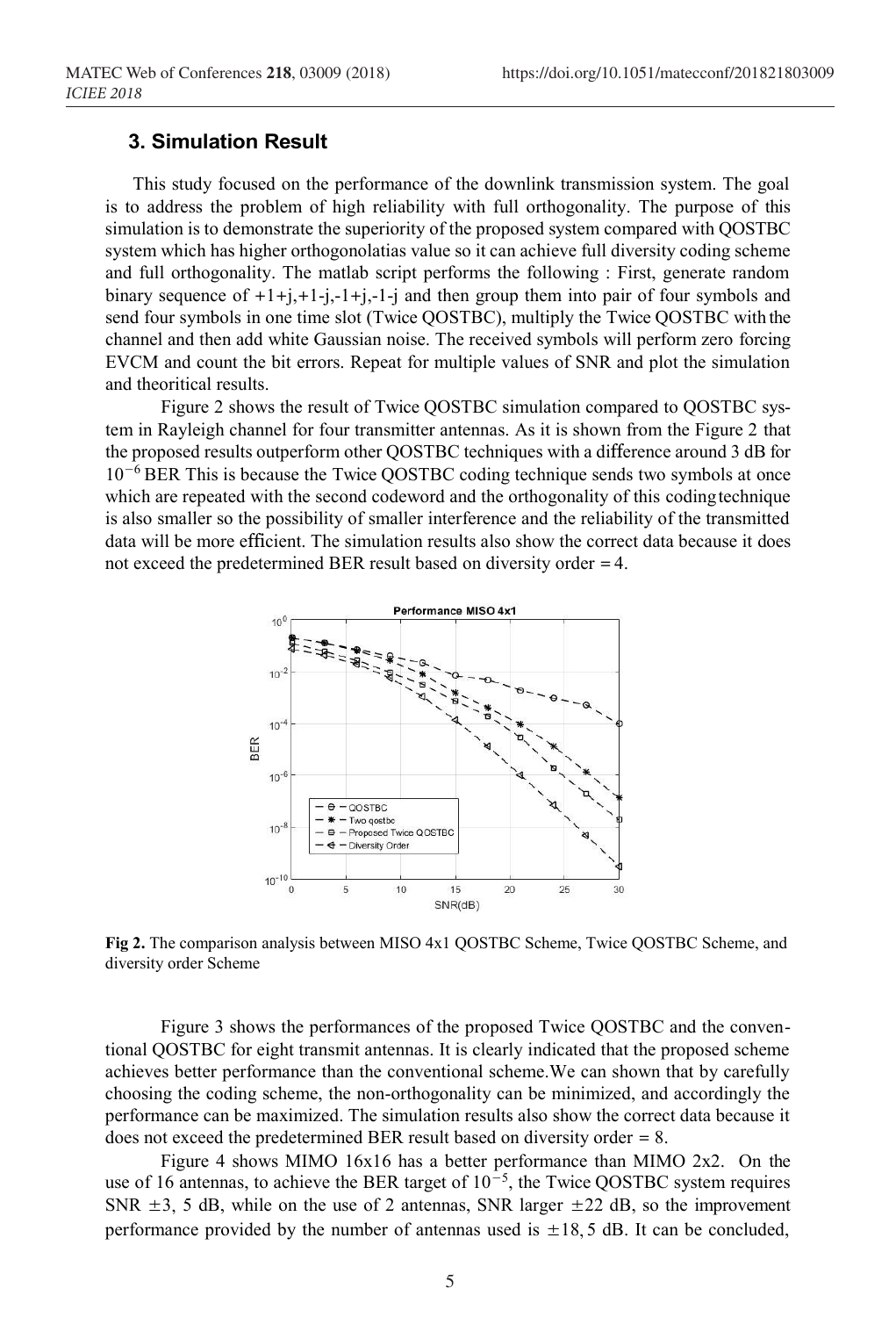## 3. Simulation Result

This study focused on the performance of the downlink transmission system. The goal is to address the problem of high reliability with full orthogonality. The purpose of this simulation is to demonstrate the superiority of the proposed system compared with QOSTBC system which has higher orthogonolatias value so it can achieve full diversity coding scheme and full orthogonality. The matlab script performs the following : First, generate random binary sequence of +1+j,+1-j,-1+j,-1-j and then group them into pair of four symbols and send four symbols in one time slot (Twice QOSTBC), multiply the Twice QOSTBC with the channel and then add white Gaussian noise. The received symbols will perform zero forcing EVCM and count the bit errors. Repeat for multiple values of SNR and plot the simulation and theoritical results.

Figure 2 shows the result of Twice QOSTBC simulation compared to QOSTBC system in Rayleigh channel for four transmitter antennas. As it is shown from the Figure 2 that the proposed results outperform other QOSTBC techniques with a difference around 3 dB for $10^{-6}$ BER This is because the Twice QOSTBC coding technique sends two symbols at once which are repeated with the second codeword and the orthogonality of this coding technique is also smaller so the possibility of smaller interference and the reliability of the transmitted data will be more efficient. The simulation results also show the correct data because it does not exceed the predetermined BER result based on diversity order = 4.

**Fig 2.** The comparison analysis between MISO 4x1 QOSTBC Scheme, Twice QOSTBC Scheme, and diversity order Scheme

Figure 3 shows the performances of the proposed Twice QOSTBC and the conventional QOSTBC for eight transmit antennas. It is clearly indicated that the proposed scheme achieves better performance than the conventional scheme.We can shown that by carefully choosing the coding scheme, the non-orthogonality can be minimized, and accordingly the performance can be maximized. The simulation results also show the correct data because it does not exceed the predetermined BER result based on diversity order = 8.

Figure 4 shows MIMO 16x16 has a better performance than MIMO 2x2. On the use of 16 antennas, to achieve the BER target of $10^{-5}$, the Twice QOSTBC system requires SNR $\pm 3, 5$ dB, while on the use of 2 antennas, SNR larger $\pm 22$ dB, so the improvement performance provided by the number of antennas used is $\pm 18, 5$ dB. It can be concluded,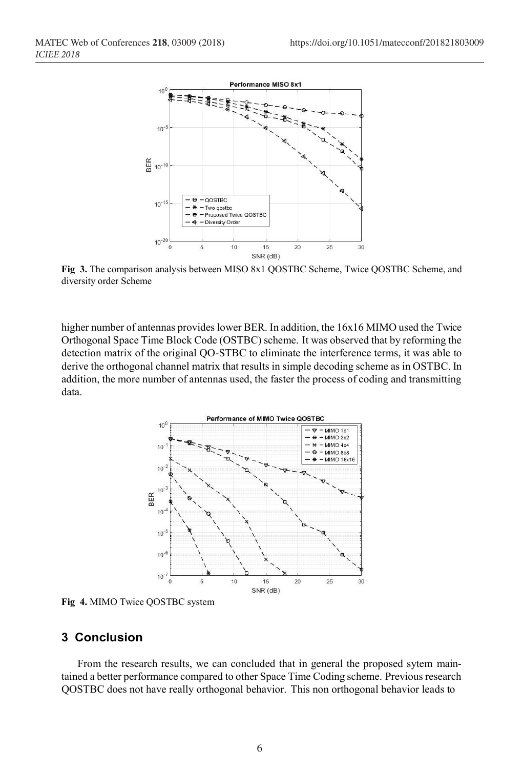**Fig 3.** The comparison analysis between MISO 8x1 QOSTBC Scheme, Twice QOSTBC Scheme, and diversity order Scheme

higher number of antennas provides lower BER. In addition, the 16x16 MIMO used the Twice Orthogonal Space Time Block Code (OSTBC) scheme. It was observed that by reforming the detection matrix of the original QO-STBC to eliminate the interference terms, it was able to derive the orthogonal channel matrix that results in simple decoding scheme as in OSTBC. In addition, the more number of antennas used, the faster the process of coding and transmitting data.

**Fig 4.** MIMO Twice QOSTBC system

## 3 Conclusion

From the research results, we can concluded that in general the proposed sytem maintained a better performance compared to other Space Time Coding scheme. Previous research QOSTBC does not have really orthogonal behavior. This non orthogonal behavior leads to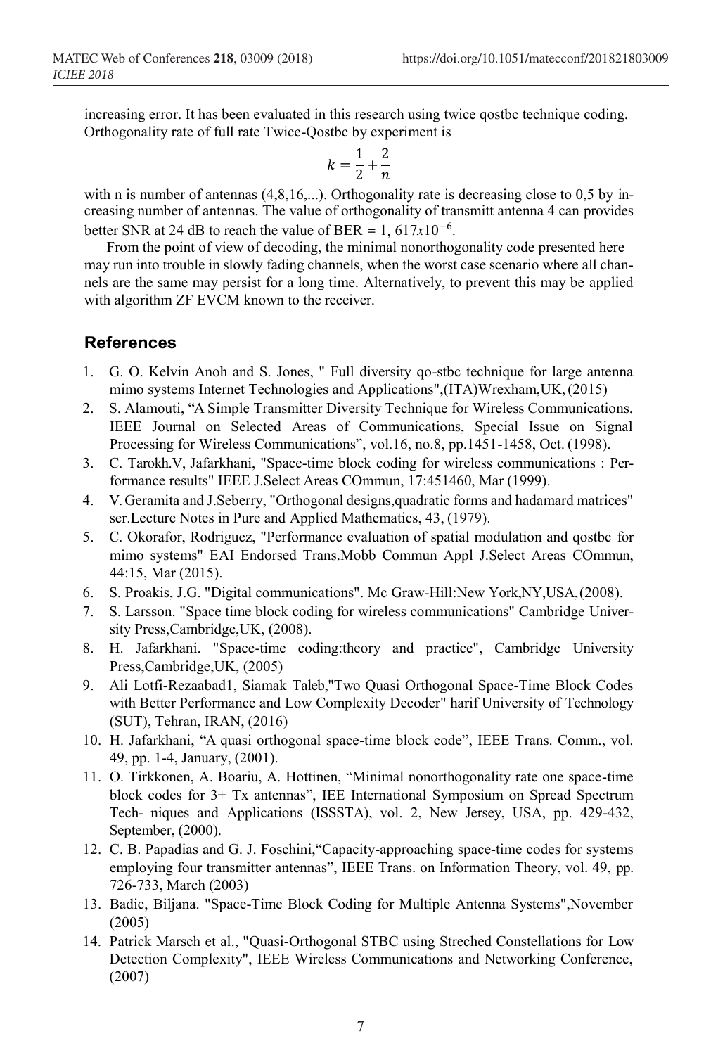increasing error. It has been evaluated in this research using twice qostbc technique coding. Orthogonality rate of full rate Twice-Qostbc by experiment is

$$k = \frac{1}{2} + \frac{2}{n}$$

with n is number of antennas (4,8,16,...). Orthogonality rate is decreasing close to 0,5 by increasing number of antennas. The value of orthogonality of transmitt antenna 4 can provides better SNR at 24 dB to reach the value of BER = $1,617x10^{-6}$.

From the point of view of decoding, the minimal nonorthogonality code presented here may run into trouble in slowly fading channels, when the worst case scenario where all channels are the same may persist for a long time. Alternatively, to prevent this may be applied with algorithm ZF EVCM known to the receiver.

## References

1. G. O. Kelvin Anoh and S. Jones, " Full diversity qo-stbc technique for large antenna mimo systems Internet Technologies and Applications",(ITA)Wrexham,UK, (2015)
2. S. Alamouti, "A Simple Transmitter Diversity Technique for Wireless Communications. IEEE Journal on Selected Areas of Communications, Special Issue on Signal Processing for Wireless Communications", vol.16, no.8, pp.1451-1458, Oct. (1998).
3. C. Tarokh.V, Jafarkhani, "Space-time block coding for wireless communications : Performance results" IEEE J.Select Areas COmmun, 17:451460, Mar (1999).
4. V. Geramita and J.Seberry, "Orthogonal designs,quadratic forms and hadamard matrices" ser.Lecture Notes in Pure and Applied Mathematics, 43, (1979).
5. C. Okorafor, Rodriguez, "Performance evaluation of spatial modulation and qostbc for mimo systems" EAI Endorsed Trans.Mobb Commun Appl J.Select Areas COmmun, 44:15, Mar (2015).
6. S. Proakis, J.G. "Digital communications". Mc Graw-Hill:New York,NY,USA,(2008).
7. S. Larsson. "Space time block coding for wireless communications" Cambridge University Press,Cambridge,UK, (2008).
8. H. Jafarkhani. "Space-time coding:theory and practice", Cambridge University Press,Cambridge,UK, (2005)
9. Ali Lotfi-Rezaabad1, Siamak Taleb,"Two Quasi Orthogonal Space-Time Block Codes with Better Performance and Low Complexity Decoder" harif University of Technology (SUT), Tehran, IRAN, (2016)
10. H. Jafarkhani, "A quasi orthogonal space-time block code", IEEE Trans. Comm., vol. 49, pp. 1-4, January, (2001).
11. O. Tirkkonen, A. Boariu, A. Hottinen, "Minimal nonorthogonality rate one space-time block codes for 3+ Tx antennas", IEE International Symposium on Spread Spectrum Tech- niques and Applications (ISSSTA), vol. 2, New Jersey, USA, pp. 429-432, September, (2000).
12. C. B. Papadias and G. J. Foschini,"Capacity-approaching space-time codes for systems employing four transmitter antennas", IEEE Trans. on Information Theory, vol. 49, pp. 726-733, March (2003)
13. Badic, Biljana. "Space-Time Block Coding for Multiple Antenna Systems",November (2005)
14. Patrick Marsch et al., "Quasi-Orthogonal STBC using Streched Constellations for Low Detection Complexity", IEEE Wireless Communications and Networking Conference, (2007)